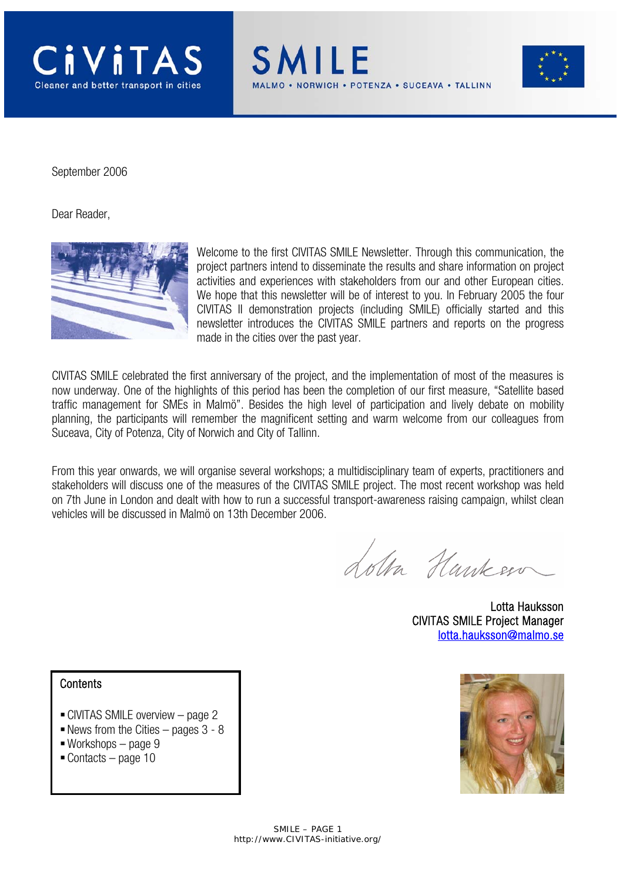# CIVITAS
Cleaner and better transport in cities

# SMILE
MALMO • NORWICH • POTENZA • SUCEAVA • TALLINN

September 2006

Dear Reader,

Welcome to the first CIVITAS SMILE Newsletter. Through this communication, the project partners intend to disseminate the results and share information on project activities and experiences with stakeholders from our and other European cities. We hope that this newsletter will be of interest to you. In February 2005 the four CIVITAS II demonstration projects (including SMILE) officially started and this newsletter introduces the CIVITAS SMILE partners and reports on the progress made in the cities over the past year.

CIVITAS SMILE celebrated the first anniversary of the project, and the implementation of most of the measures is now underway. One of the highlights of this period has been the completion of our first measure, "Satellite based traffic management for SMEs in Malmö". Besides the high level of participation and lively debate on mobility planning, the participants will remember the magnificent setting and warm welcome from our colleagues from Suceava, City of Potenza, City of Norwich and City of Tallinn.

From this year onwards, we will organise several workshops; a multidisciplinary team of experts, practitioners and stakeholders will discuss one of the measures of the CIVITAS SMILE project. The most recent workshop was held on 7th June in London and dealt with how to run a successful transport-awareness raising campaign, whilst clean vehicles will be discussed in Malmö on 13th December 2006.

Lotta Hauksson
CIVITAS SMILE Project Manager
lotta.hauksson@malmo.se

**Contents**

- CIVITAS SMILE overview – page 2
- News from the Cities – pages 3 - 8
- Workshops – page 9
- Contacts – page 10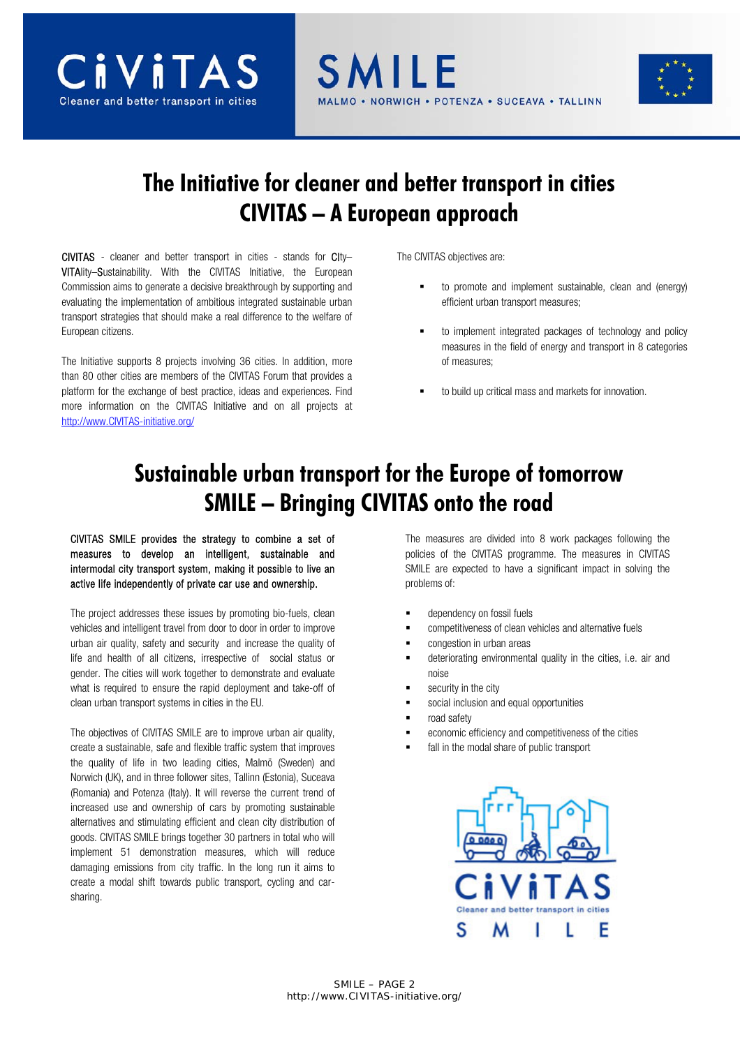# The Initiative for cleaner and better transport in cities
# CIVITAS – A European approach

CIVITAS - cleaner and better transport in cities - stands for CIty–VITAlity–Sustainability. With the CIVITAS Initiative, the European Commission aims to generate a decisive breakthrough by supporting and evaluating the implementation of ambitious integrated sustainable urban transport strategies that should make a real difference to the welfare of European citizens.

The Initiative supports 8 projects involving 36 cities. In addition, more than 80 other cities are members of the CIVITAS Forum that provides a platform for the exchange of best practice, ideas and experiences. Find more information on the CIVITAS Initiative and on all projects at http://www.CIVITAS-initiative.org/

The CIVITAS objectives are:

- to promote and implement sustainable, clean and (energy) efficient urban transport measures;
- to implement integrated packages of technology and policy measures in the field of energy and transport in 8 categories of measures;
- to build up critical mass and markets for innovation.

# Sustainable urban transport for the Europe of tomorrow
# SMILE – Bringing CIVITAS onto the road

**CIVITAS SMILE provides the strategy to combine a set of measures to develop an intelligent, sustainable and intermodal city transport system, making it possible to live an active life independently of private car use and ownership.**

The project addresses these issues by promoting bio-fuels, clean vehicles and intelligent travel from door to door in order to improve urban air quality, safety and security and increase the quality of life and health of all citizens, irrespective of social status or gender. The cities will work together to demonstrate and evaluate what is required to ensure the rapid deployment and take-off of clean urban transport systems in cities in the EU.

The objectives of CIVITAS SMILE are to improve urban air quality, create a sustainable, safe and flexible traffic system that improves the quality of life in two leading cities, Malmö (Sweden) and Norwich (UK), and in three follower sites, Tallinn (Estonia), Suceava (Romania) and Potenza (Italy). It will reverse the current trend of increased use and ownership of cars by promoting sustainable alternatives and stimulating efficient and clean city distribution of goods. CIVITAS SMILE brings together 30 partners in total who will implement 51 demonstration measures, which will reduce damaging emissions from city traffic. In the long run it aims to create a modal shift towards public transport, cycling and car-sharing.

The measures are divided into 8 work packages following the policies of the CIVITAS programme. The measures in CIVITAS SMILE are expected to have a significant impact in solving the problems of:

- dependency on fossil fuels
- competitiveness of clean vehicles and alternative fuels
- congestion in urban areas
- deteriorating environmental quality in the cities, i.e. air and noise
- security in the city
- social inclusion and equal opportunities
- road safety
- economic efficiency and competitiveness of the cities
- fall in the modal share of public transport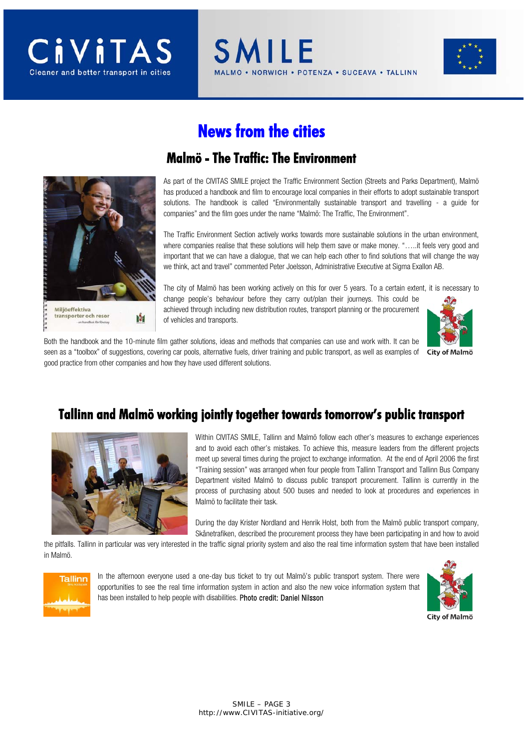# News from the cities

## Malmö - The Traffic: The Environment

As part of the CIVITAS SMILE project the Traffic Environment Section (Streets and Parks Department), Malmö has produced a handbook and film to encourage local companies in their efforts to adopt sustainable transport solutions. The handbook is called "Environmentally sustainable transport and travelling - a guide for companies" and the film goes under the name "Malmö: The Traffic, The Environment".

The Traffic Environment Section actively works towards more sustainable solutions in the urban environment, where companies realise that these solutions will help them save or make money. "…..it feels very good and important that we can have a dialogue, that we can help each other to find solutions that will change the way we think, act and travel" commented Peter Joelsson, Administrative Executive at Sigma Exallon AB.

The city of Malmö has been working actively on this for over 5 years. To a certain extent, it is necessary to change people's behaviour before they carry out/plan their journeys. This could be achieved through including new distribution routes, transport planning or the procurement of vehicles and transports.

Both the handbook and the 10-minute film gather solutions, ideas and methods that companies can use and work with. It can be seen as a "toolbox" of suggestions, covering car pools, alternative fuels, driver training and public transport, as well as examples of good practice from other companies and how they have used different solutions.

## Tallinn and Malmö working jointly together towards tomorrow's public transport

Within CIVITAS SMILE, Tallinn and Malmö follow each other's measures to exchange experiences and to avoid each other's mistakes. To achieve this, measure leaders from the different projects meet up several times during the project to exchange information. At the end of April 2006 the first "Training session" was arranged when four people from Tallinn Transport and Tallinn Bus Company Department visited Malmö to discuss public transport procurement. Tallinn is currently in the process of purchasing about 500 buses and needed to look at procedures and experiences in Malmö to facilitate their task.

During the day Krister Nordland and Henrik Holst, both from the Malmö public transport company, Skånetrafiken, described the procurement process they have been participating in and how to avoid the pitfalls. Tallinn in particular was very interested in the traffic signal priority system and also the real time information system that have been installed in Malmö.

In the afternoon everyone used a one-day bus ticket to try out Malmö's public transport system. There were opportunities to see the real time information system in action and also the new voice information system that has been installed to help people with disabilities. Photo credit: Daniel Nilsson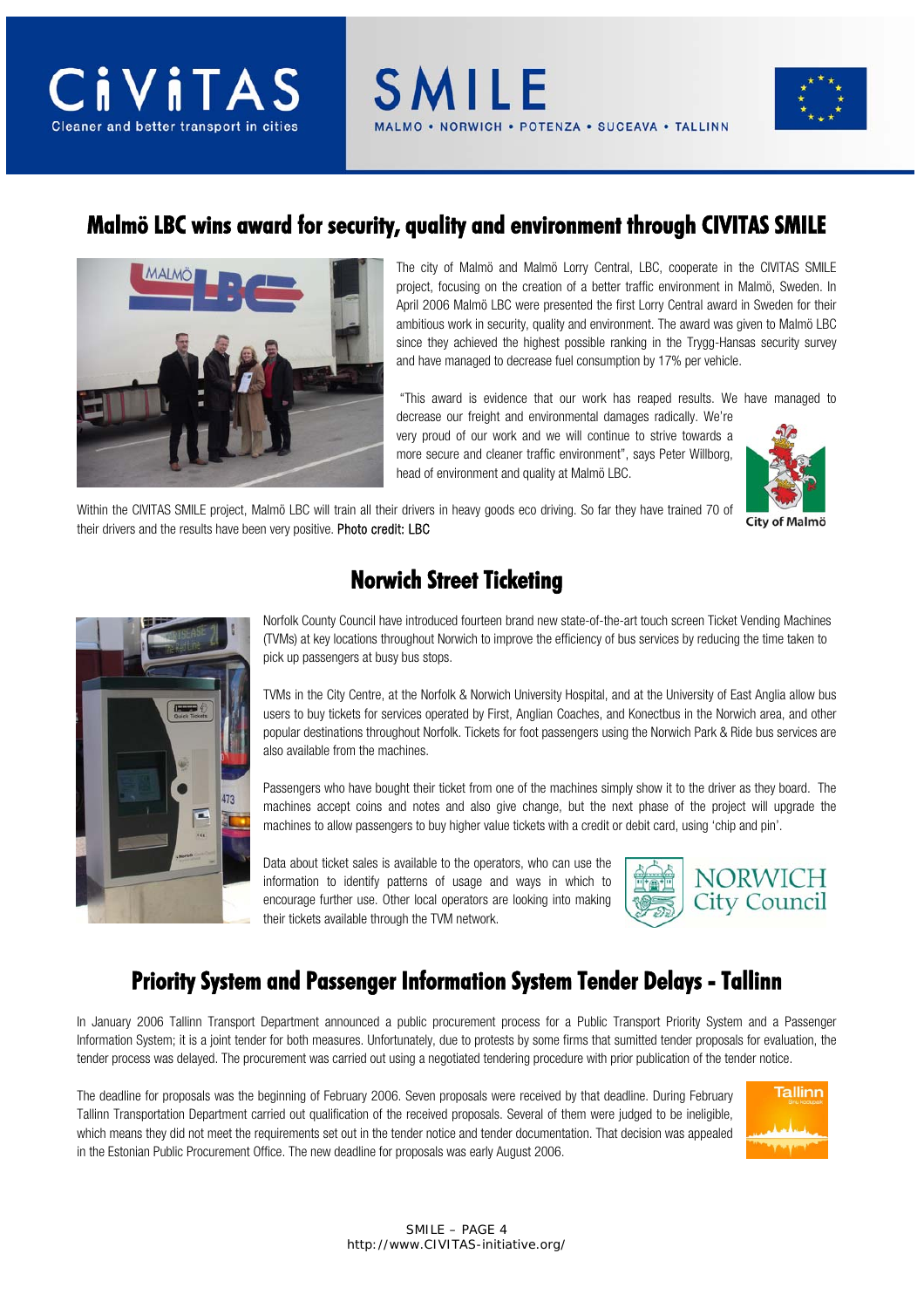## Malmö LBC wins award for security, quality and environment through CIVITAS SMILE

The city of Malmö and Malmö Lorry Central, LBC, cooperate in the CIVITAS SMILE project, focusing on the creation of a better traffic environment in Malmö, Sweden. In April 2006 Malmö LBC were presented the first Lorry Central award in Sweden for their ambitious work in security, quality and environment. The award was given to Malmö LBC since they achieved the highest possible ranking in the Trygg-Hansas security survey and have managed to decrease fuel consumption by 17% per vehicle.

"This award is evidence that our work has reaped results. We have managed to decrease our freight and environmental damages radically. We're very proud of our work and we will continue to strive towards a more secure and cleaner traffic environment", says Peter Willborg, head of environment and quality at Malmö LBC.

City of Malmö

Within the CIVITAS SMILE project, Malmö LBC will train all their drivers in heavy goods eco driving. So far they have trained 70 of their drivers and the results have been very positive. Photo credit: LBC

## Norwich Street Ticketing

Norfolk County Council have introduced fourteen brand new state-of-the-art touch screen Ticket Vending Machines (TVMs) at key locations throughout Norwich to improve the efficiency of bus services by reducing the time taken to pick up passengers at busy bus stops.

TVMs in the City Centre, at the Norfolk & Norwich University Hospital, and at the University of East Anglia allow bus users to buy tickets for services operated by First, Anglian Coaches, and Konectbus in the Norwich area, and other popular destinations throughout Norfolk. Tickets for foot passengers using the Norwich Park & Ride bus services are also available from the machines.

Passengers who have bought their ticket from one of the machines simply show it to the driver as they board. The machines accept coins and notes and also give change, but the next phase of the project will upgrade the machines to allow passengers to buy higher value tickets with a credit or debit card, using 'chip and pin'.

Data about ticket sales is available to the operators, who can use the information to identify patterns of usage and ways in which to encourage further use. Other local operators are looking into making their tickets available through the TVM network.

NORWICH City Council

## Priority System and Passenger Information System Tender Delays - Tallinn

In January 2006 Tallinn Transport Department announced a public procurement process for a Public Transport Priority System and a Passenger Information System; it is a joint tender for both measures. Unfortunately, due to protests by some firms that sumitted tender proposals for evaluation, the tender process was delayed. The procurement was carried out using a negotiated tendering procedure with prior publication of the tender notice.

The deadline for proposals was the beginning of February 2006. Seven proposals were received by that deadline. During February Tallinn Transportation Department carried out qualification of the received proposals. Several of them were judged to be ineligible, which means they did not meet the requirements set out in the tender notice and tender documentation. That decision was appealed in the Estonian Public Procurement Office. The new deadline for proposals was early August 2006.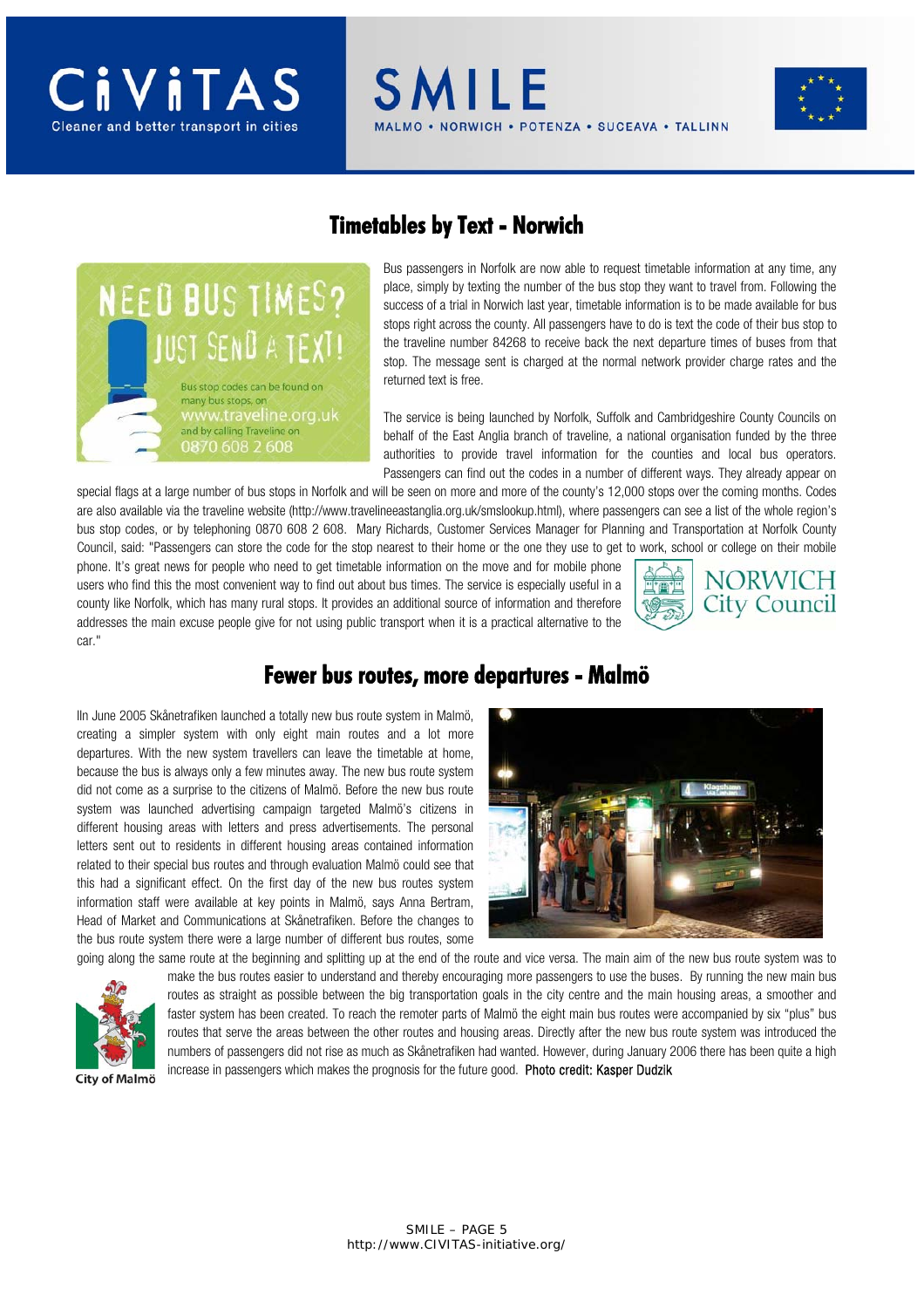## Timetables by Text - Norwich

Bus passengers in Norfolk are now able to request timetable information at any time, any place, simply by texting the number of the bus stop they want to travel from. Following the success of a trial in Norwich last year, timetable information is to be made available for bus stops right across the county. All passengers have to do is text the code of their bus stop to the traveline number 84268 to receive back the next departure times of buses from that stop. The message sent is charged at the normal network provider charge rates and the returned text is free.

The service is being launched by Norfolk, Suffolk and Cambridgeshire County Councils on behalf of the East Anglia branch of traveline, a national organisation funded by the three authorities to provide travel information for the counties and local bus operators. Passengers can find out the codes in a number of different ways. They already appear on special flags at a large number of bus stops in Norfolk and will be seen on more and more of the county's 12,000 stops over the coming months. Codes are also available via the traveline website (http://www.travelineeastanglia.org.uk/smslookup.html), where passengers can see a list of the whole region's bus stop codes, or by telephoning 0870 608 2 608. Mary Richards, Customer Services Manager for Planning and Transportation at Norfolk County Council, said: "Passengers can store the code for the stop nearest to their home or the one they use to get to work, school or college on their mobile phone. It's great news for people who need to get timetable information on the move and for mobile phone users who find this the most convenient way to find out about bus times. The service is especially useful in a county like Norfolk, which has many rural stops. It provides an additional source of information and therefore addresses the main excuse people give for not using public transport when it is a practical alternative to the car."

## Fewer bus routes, more departures - Malmö

lln June 2005 Skånetrafiken launched a totally new bus route system in Malmö, creating a simpler system with only eight main routes and a lot more departures. With the new system travellers can leave the timetable at home, because the bus is always only a few minutes away. The new bus route system did not come as a surprise to the citizens of Malmö. Before the new bus route system was launched advertising campaign targeted Malmö's citizens in different housing areas with letters and press advertisements. The personal letters sent out to residents in different housing areas contained information related to their special bus routes and through evaluation Malmö could see that this had a significant effect. On the first day of the new bus routes system information staff were available at key points in Malmö, says Anna Bertram, Head of Market and Communications at Skånetrafiken. Before the changes to the bus route system there were a large number of different bus routes, some going along the same route at the beginning and splitting up at the end of the route and vice versa. The main aim of the new bus route system was to make the bus routes easier to understand and thereby encouraging more passengers to use the buses. By running the new main bus routes as straight as possible between the big transportation goals in the city centre and the main housing areas, a smoother and faster system has been created. To reach the remoter parts of Malmö the eight main bus routes were accompanied by six "plus" bus routes that serve the areas between the other routes and housing areas. Directly after the new bus route system was introduced the numbers of passengers did not rise as much as Skånetrafiken had wanted. However, during January 2006 there has been quite a high increase in passengers which makes the prognosis for the future good. Photo credit: Kasper Dudzik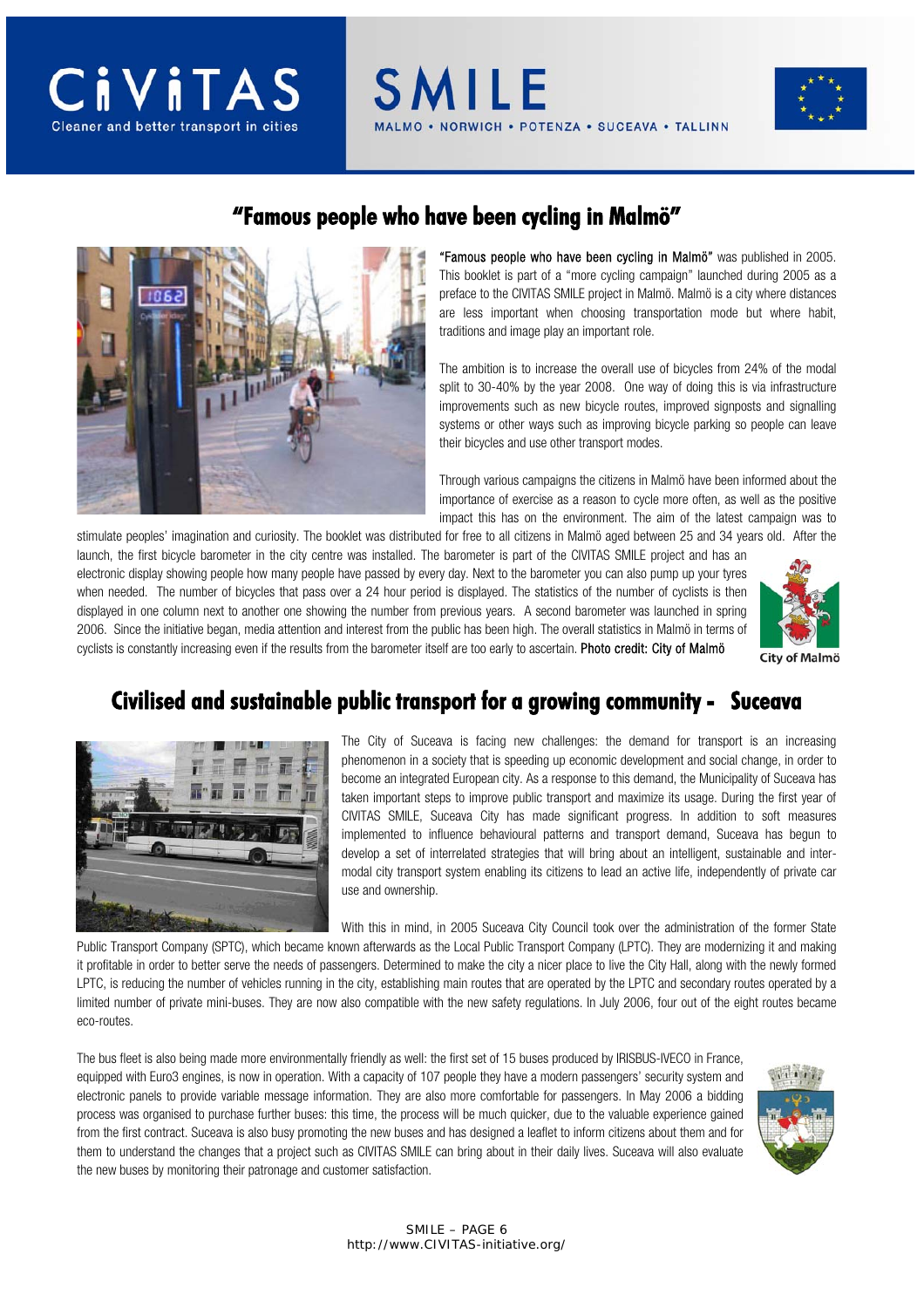## "Famous people who have been cycling in Malmö"

"Famous people who have been cycling in Malmö" was published in 2005. This booklet is part of a "more cycling campaign" launched during 2005 as a preface to the CIVITAS SMILE project in Malmö. Malmö is a city where distances are less important when choosing transportation mode but where habit, traditions and image play an important role.

The ambition is to increase the overall use of bicycles from 24% of the modal split to 30-40% by the year 2008. One way of doing this is via infrastructure improvements such as new bicycle routes, improved signposts and signalling systems or other ways such as improving bicycle parking so people can leave their bicycles and use other transport modes.

Through various campaigns the citizens in Malmö have been informed about the importance of exercise as a reason to cycle more often, as well as the positive impact this has on the environment. The aim of the latest campaign was to stimulate peoples' imagination and curiosity. The booklet was distributed for free to all citizens in Malmö aged between 25 and 34 years old. After the launch, the first bicycle barometer in the city centre was installed. The barometer is part of the CIVITAS SMILE project and has an electronic display showing people how many people have passed by every day. Next to the barometer you can also pump up your tyres when needed. The number of bicycles that pass over a 24 hour period is displayed. The statistics of the number of cyclists is then displayed in one column next to another one showing the number from previous years. A second barometer was launched in spring 2006. Since the initiative began, media attention and interest from the public has been high. The overall statistics in Malmö in terms of cyclists is constantly increasing even if the results from the barometer itself are too early to ascertain. Photo credit: City of Malmö

City of Malmö

## Civilised and sustainable public transport for a growing community - Suceava

The City of Suceava is facing new challenges: the demand for transport is an increasing phenomenon in a society that is speeding up economic development and social change, in order to become an integrated European city. As a response to this demand, the Municipality of Suceava has taken important steps to improve public transport and maximize its usage. During the first year of CIVITAS SMILE, Suceava City has made significant progress. In addition to soft measures implemented to influence behavioural patterns and transport demand, Suceava has begun to develop a set of interrelated strategies that will bring about an intelligent, sustainable and inter-modal city transport system enabling its citizens to lead an active life, independently of private car use and ownership.

With this in mind, in 2005 Suceava City Council took over the administration of the former State Public Transport Company (SPTC), which became known afterwards as the Local Public Transport Company (LPTC). They are modernizing it and making it profitable in order to better serve the needs of passengers. Determined to make the city a nicer place to live the City Hall, along with the newly formed LPTC, is reducing the number of vehicles running in the city, establishing main routes that are operated by the LPTC and secondary routes operated by a limited number of private mini-buses. They are now also compatible with the new safety regulations. In July 2006, four out of the eight routes became eco-routes.

The bus fleet is also being made more environmentally friendly as well: the first set of 15 buses produced by IRISBUS-IVECO in France, equipped with Euro3 engines, is now in operation. With a capacity of 107 people they have a modern passengers' security system and electronic panels to provide variable message information. They are also more comfortable for passengers. In May 2006 a bidding process was organised to purchase further buses: this time, the process will be much quicker, due to the valuable experience gained from the first contract. Suceava is also busy promoting the new buses and has designed a leaflet to inform citizens about them and for them to understand the changes that a project such as CIVITAS SMILE can bring about in their daily lives. Suceava will also evaluate the new buses by monitoring their patronage and customer satisfaction.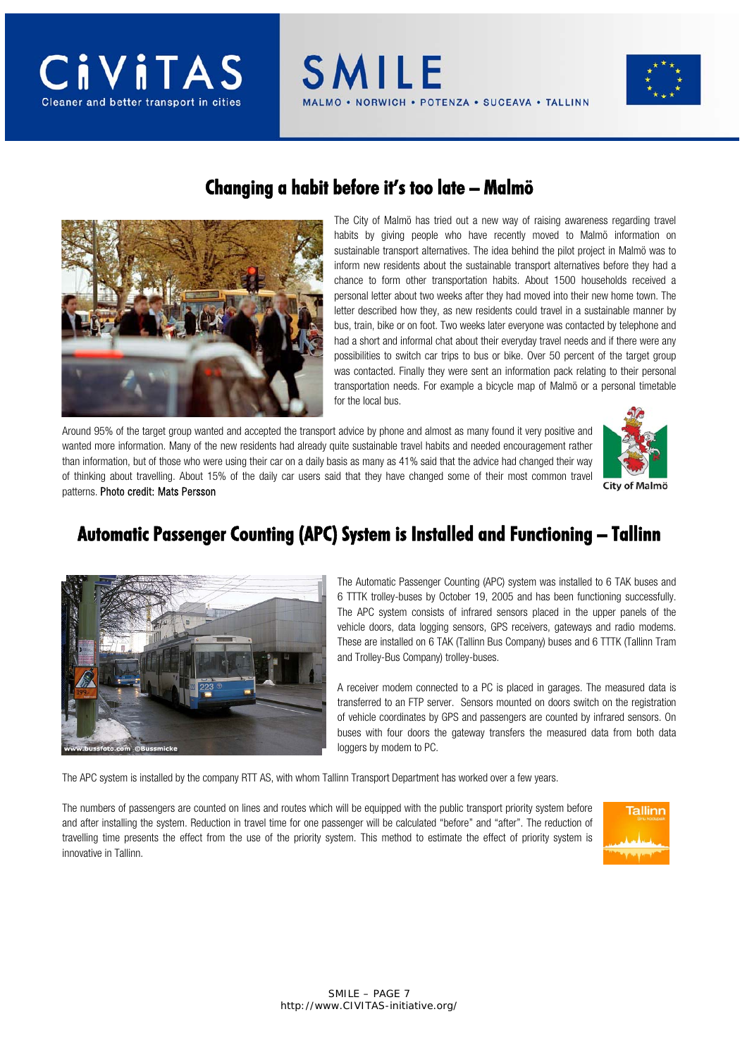## Changing a habit before it's too late – Malmö

The City of Malmö has tried out a new way of raising awareness regarding travel habits by giving people who have recently moved to Malmö information on sustainable transport alternatives. The idea behind the pilot project in Malmö was to inform new residents about the sustainable transport alternatives before they had a chance to form other transportation habits. About 1500 households received a personal letter about two weeks after they had moved into their new home town. The letter described how they, as new residents could travel in a sustainable manner by bus, train, bike or on foot. Two weeks later everyone was contacted by telephone and had a short and informal chat about their everyday travel needs and if there were any possibilities to switch car trips to bus or bike. Over 50 percent of the target group was contacted. Finally they were sent an information pack relating to their personal transportation needs. For example a bicycle map of Malmö or a personal timetable for the local bus.

Around 95% of the target group wanted and accepted the transport advice by phone and almost as many found it very positive and wanted more information. Many of the new residents had already quite sustainable travel habits and needed encouragement rather than information, but of those who were using their car on a daily basis as many as 41% said that the advice had changed their way of thinking about travelling. About 15% of the daily car users said that they have changed some of their most common travel patterns. Photo credit: Mats Persson

City of Malmö

## Automatic Passenger Counting (APC) System is Installed and Functioning – Tallinn

The Automatic Passenger Counting (APC) system was installed to 6 TAK buses and 6 TTTK trolley-buses by October 19, 2005 and has been functioning successfully. The APC system consists of infrared sensors placed in the upper panels of the vehicle doors, data logging sensors, GPS receivers, gateways and radio modems. These are installed on 6 TAK (Tallinn Bus Company) buses and 6 TTTK (Tallinn Tram and Trolley-Bus Company) trolley-buses.

A receiver modem connected to a PC is placed in garages. The measured data is transferred to an FTP server. Sensors mounted on doors switch on the registration of vehicle coordinates by GPS and passengers are counted by infrared sensors. On buses with four doors the gateway transfers the measured data from both data loggers by modem to PC.

The APC system is installed by the company RTT AS, with whom Tallinn Transport Department has worked over a few years.

The numbers of passengers are counted on lines and routes which will be equipped with the public transport priority system before and after installing the system. Reduction in travel time for one passenger will be calculated "before" and "after". The reduction of travelling time presents the effect from the use of the priority system. This method to estimate the effect of priority system is innovative in Tallinn.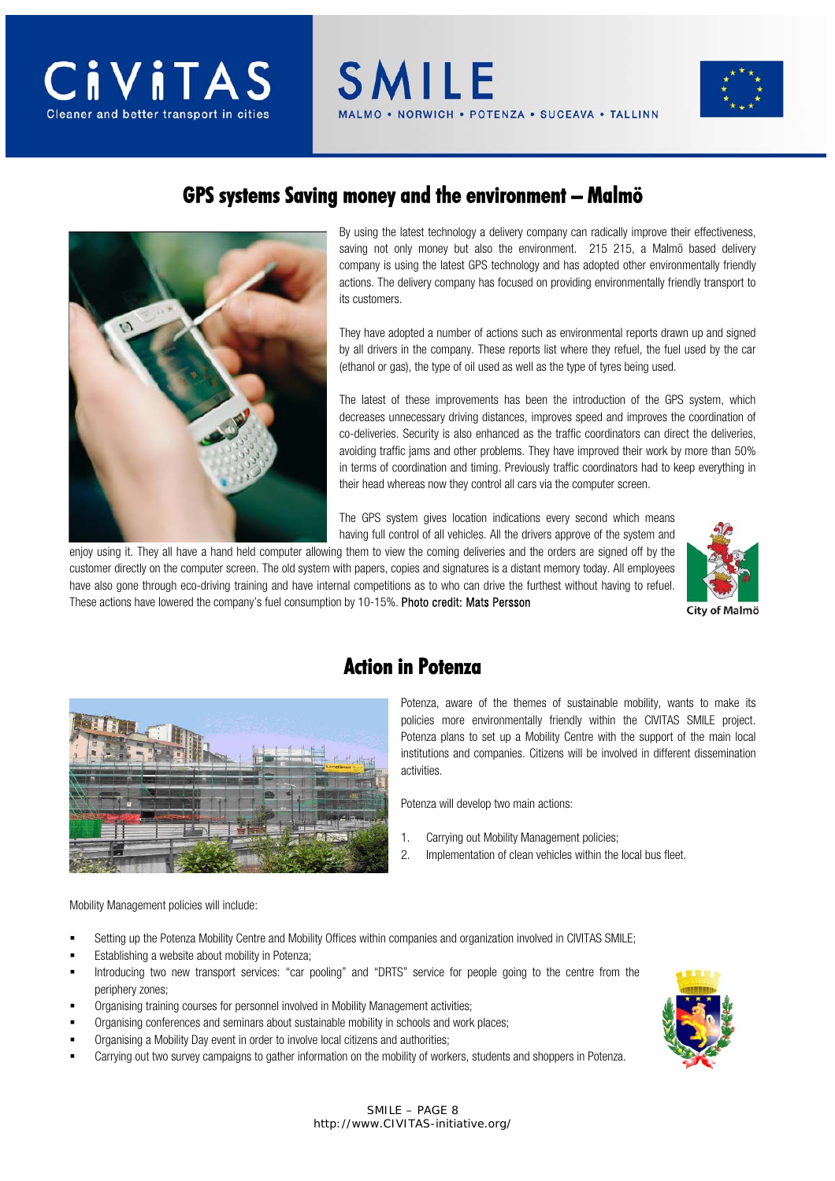## GPS systems Saving money and the environment – Malmö

By using the latest technology a delivery company can radically improve their effectiveness, saving not only money but also the environment. 215 215, a Malmö based delivery company is using the latest GPS technology and has adopted other environmentally friendly actions. The delivery company has focused on providing environmentally friendly transport to its customers.

They have adopted a number of actions such as environmental reports drawn up and signed by all drivers in the company. These reports list where they refuel, the fuel used by the car (ethanol or gas), the type of oil used as well as the type of tyres being used.

The latest of these improvements has been the introduction of the GPS system, which decreases unnecessary driving distances, improves speed and improves the coordination of co-deliveries. Security is also enhanced as the traffic coordinators can direct the deliveries, avoiding traffic jams and other problems. They have improved their work by more than 50% in terms of coordination and timing. Previously traffic coordinators had to keep everything in their head whereas now they control all cars via the computer screen.

The GPS system gives location indications every second which means having full control of all vehicles. All the drivers approve of the system and enjoy using it. They all have a hand held computer allowing them to view the coming deliveries and the orders are signed off by the customer directly on the computer screen. The old system with papers, copies and signatures is a distant memory today. All employees have also gone through eco-driving training and have internal competitions as to who can drive the furthest without having to refuel. These actions have lowered the company's fuel consumption by 10-15%. Photo credit: Mats Persson

City of Malmö

## Action in Potenza

Potenza, aware of the themes of sustainable mobility, wants to make its policies more environmentally friendly within the CIVITAS SMILE project. Potenza plans to set up a Mobility Centre with the support of the main local institutions and companies. Citizens will be involved in different dissemination activities.

Potenza will develop two main actions:

1. Carrying out Mobility Management policies;
2. Implementation of clean vehicles within the local bus fleet.

Mobility Management policies will include:

- Setting up the Potenza Mobility Centre and Mobility Offices within companies and organization involved in CIVITAS SMILE;
- Establishing a website about mobility in Potenza;
- Introducing two new transport services: "car pooling" and "DRTS" service for people going to the centre from the periphery zones;
- Organising training courses for personnel involved in Mobility Management activities;
- Organising conferences and seminars about sustainable mobility in schools and work places;
- Organising a Mobility Day event in order to involve local citizens and authorities;
- Carrying out two survey campaigns to gather information on the mobility of workers, students and shoppers in Potenza.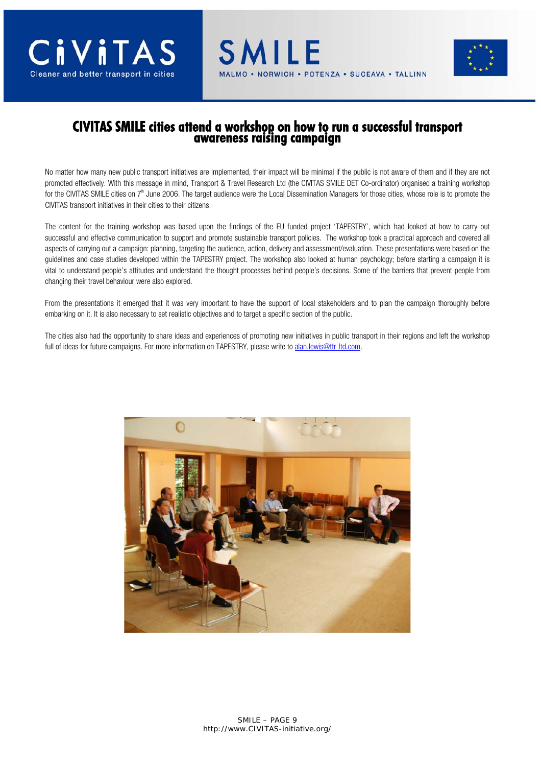# CIVITAS SMILE cities attend a workshop on how to run a successful transport awareness raising campaign

No matter how many new public transport initiatives are implemented, their impact will be minimal if the public is not aware of them and if they are not promoted effectively. With this message in mind, Transport & Travel Research Ltd (the CIVITAS SMILE DET Co-ordinator) organised a training workshop for the CIVITAS SMILE cities on 7th June 2006. The target audience were the Local Dissemination Managers for those cities, whose role is to promote the CIVITAS transport initiatives in their cities to their citizens.

The content for the training workshop was based upon the findings of the EU funded project 'TAPESTRY', which had looked at how to carry out successful and effective communication to support and promote sustainable transport policies. The workshop took a practical approach and covered all aspects of carrying out a campaign: planning, targeting the audience, action, delivery and assessment/evaluation. These presentations were based on the guidelines and case studies developed within the TAPESTRY project. The workshop also looked at human psychology; before starting a campaign it is vital to understand people's attitudes and understand the thought processes behind people's decisions. Some of the barriers that prevent people from changing their travel behaviour were also explored.

From the presentations it emerged that it was very important to have the support of local stakeholders and to plan the campaign thoroughly before embarking on it. It is also necessary to set realistic objectives and to target a specific section of the public.

The cities also had the opportunity to share ideas and experiences of promoting new initiatives in public transport in their regions and left the workshop full of ideas for future campaigns. For more information on TAPESTRY, please write to alan.lewis@ttr-ltd.com.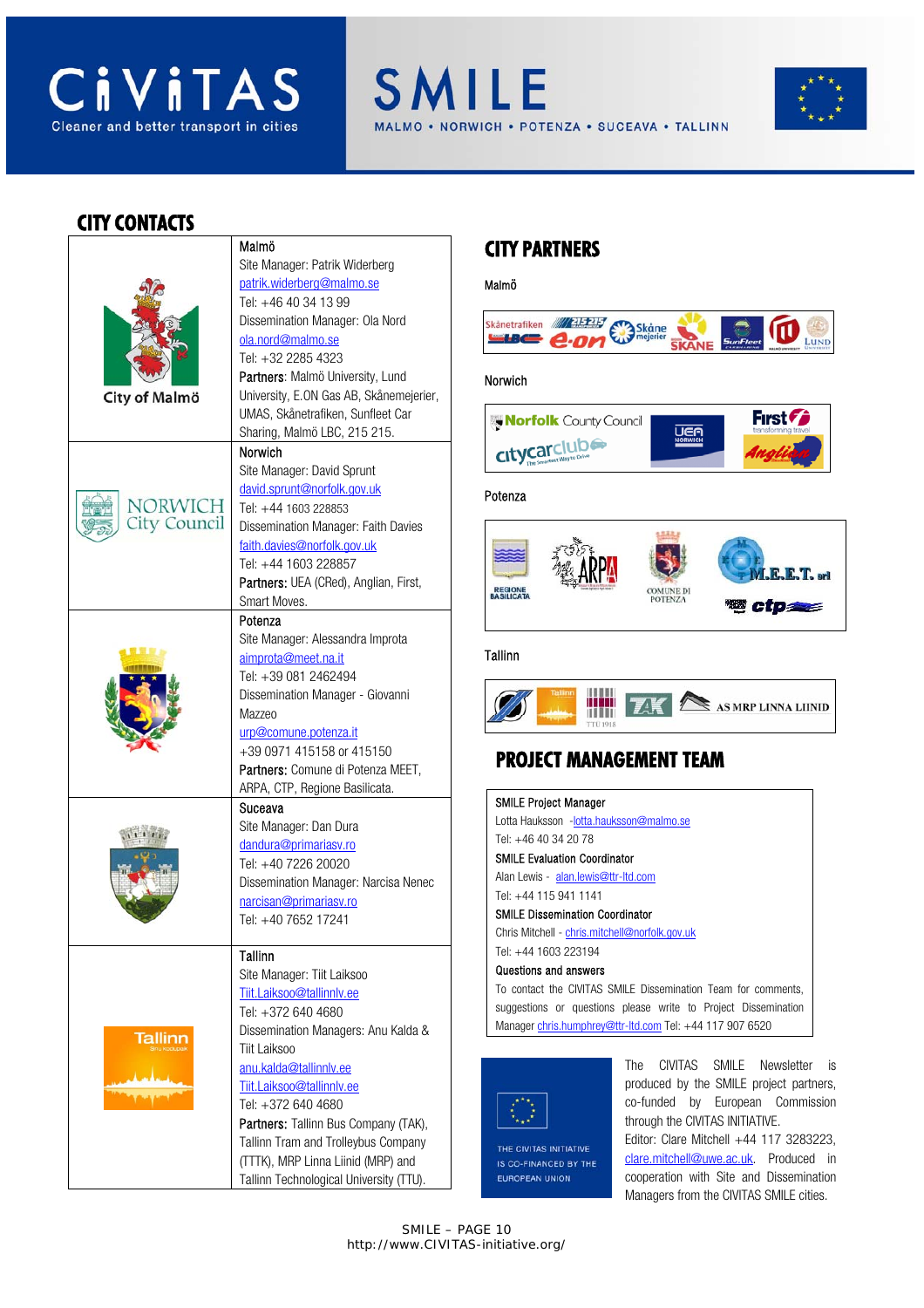## CITY CONTACTS

| | |
|---|---|
| City of Malmö | Malmö<br>Site Manager: Patrik Widerberg<br>patrik.widerberg@malmo.se<br>Tel: +46 40 34 13 99<br>Dissemination Manager: Ola Nord<br>ola.nord@malmo.se<br>Tel: +32 2285 4323<br>**Partners**: Malmö University, Lund University, E.ON Gas AB, Skånemejerier, UMAS, Skånetrafiken, Sunfleet Car Sharing, Malmö LBC, 215 215. |
| NORWICH City Council | Norwich<br>Site Manager: David Sprunt<br>david.sprunt@norfolk.gov.uk<br>Tel: +44 1603 228853<br>Dissemination Manager: Faith Davies<br>faith.davies@norfolk.gov.uk<br>Tel: +44 1603 228857<br>**Partners:** UEA (CRed), Anglian, First, Smart Moves. |
| | Potenza<br>Site Manager: Alessandra Improta<br>aimprota@meet.na.it<br>Tel: +39 081 2462494<br>Dissemination Manager - Giovanni Mazzeo<br>urp@comune.potenza.it<br>+39 0971 415158 or 415150<br>**Partners:** Comune di Potenza MEET, ARPA, CTP, Regione Basilicata. |
| | Suceava<br>Site Manager: Dan Dura<br>dandura@primariasv.ro<br>Tel: +40 7226 20020<br>Dissemination Manager: Narcisa Nenec<br>narcisan@primariasv.ro<br>Tel: +40 7652 17241 |
| Tallinn | Tallinn<br>Site Manager: Tiit Laiksoo<br>Tiit.Laiksoo@tallinnlv.ee<br>Tel: +372 640 4680<br>Dissemination Managers: Anu Kalda & Tiit Laiksoo<br>anu.kalda@tallinnlv.ee<br>Tiit.Laiksoo@tallinnlv.ee<br>Tel: +372 640 4680<br>**Partners:** Tallinn Bus Company (TAK), Tallinn Tram and Trolleybus Company (TTTK), MRP Linna Liinid (MRP) and Tallinn Technological University (TTU). |

## CITY PARTNERS

Malmö

Norwich

Potenza

Tallinn

## PROJECT MANAGEMENT TEAM

SMILE Project Manager
Lotta Hauksson -lotta.hauksson@malmo.se
Tel: +46 40 34 20 78

SMILE Evaluation Coordinator
Alan Lewis - alan.lewis@ttr-ltd.com
Tel: +44 115 941 1141

SMILE Dissemination Coordinator
Chris Mitchell - chris.mitchell@norfolk.gov.uk
Tel: +44 1603 223194

Questions and answers
To contact the CIVITAS SMILE Dissemination Team for comments, suggestions or questions please write to Project Dissemination Manager chris.humphrey@ttr-ltd.com Tel: +44 117 907 6520

THE CIVITAS INITIATIVE IS CO-FINANCED BY THE EUROPEAN UNION

The CIVITAS SMILE Newsletter is produced by the SMILE project partners, co-funded by European Commission through the CIVITAS INITIATIVE.
Editor: Clare Mitchell +44 117 3283223, clare.mitchell@uwe.ac.uk. Produced in cooperation with Site and Dissemination Managers from the CIVITAS SMILE cities.

http://www.CIVITAS-initiative.org/